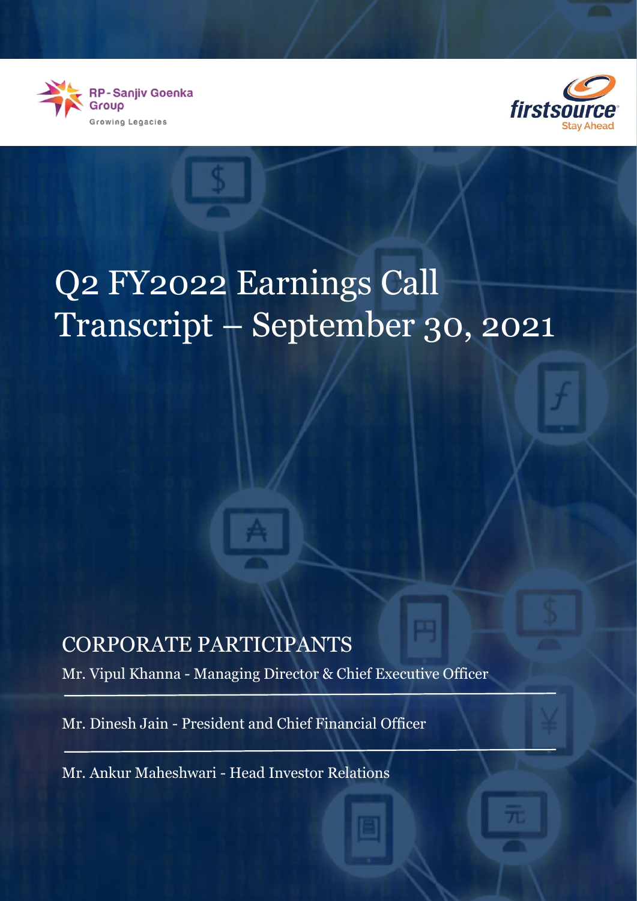RP - Sanjiv Goenka Group

Growing Legacies

firstsource

Stay Ahead

# Q2 FY2022 Earnings Call Transcript – September 30, 2021

## CORPORATE PARTICIPANTS

Mr. Vipul Khanna - Managing Director & Chief Executive Officer

Mr. Dinesh Jain - President and Chief Financial Officer

Mr. Ankur Maheshwari - Head Investor Relations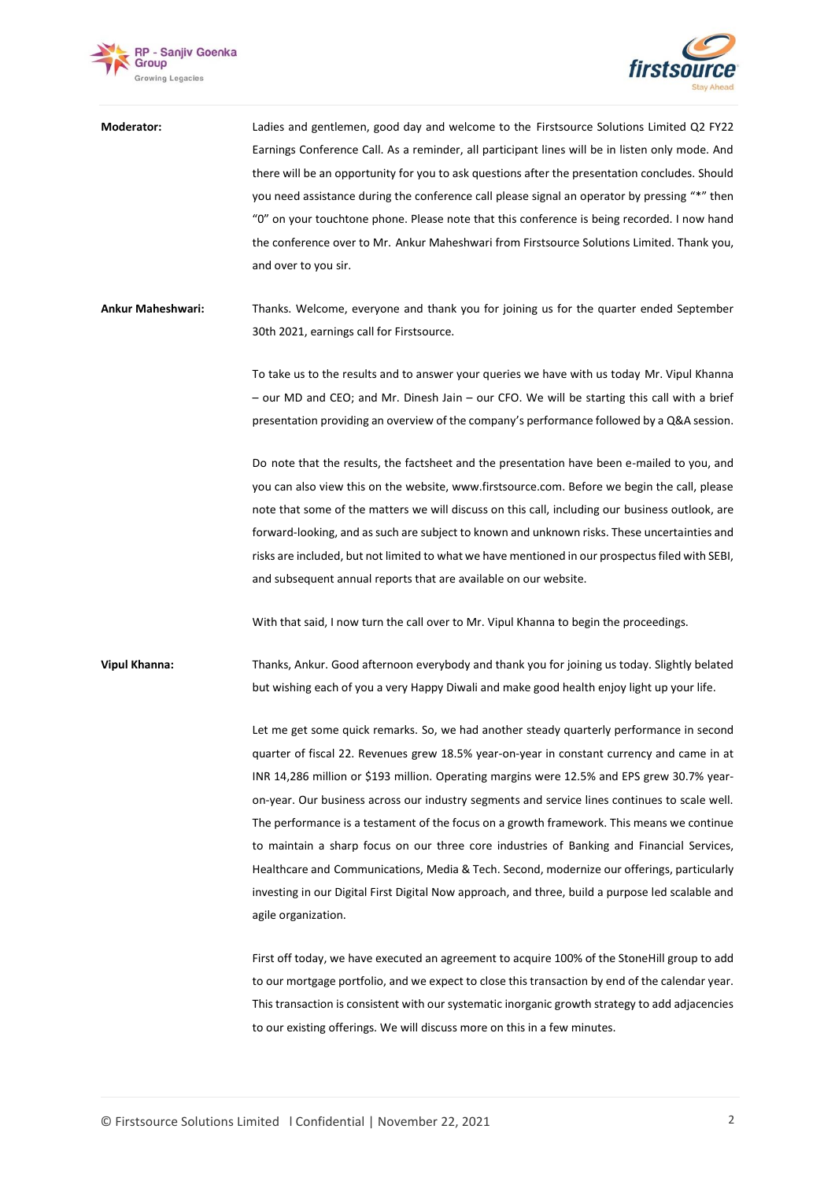**Moderator:** Ladies and gentlemen, good day and welcome to the Firstsource Solutions Limited Q2 FY22 Earnings Conference Call. As a reminder, all participant lines will be in listen only mode. And there will be an opportunity for you to ask questions after the presentation concludes. Should you need assistance during the conference call please signal an operator by pressing "*" then "0" on your touchtone phone. Please note that this conference is being recorded. I now hand the conference over to Mr. Ankur Maheshwari from Firstsource Solutions Limited. Thank you, and over to you sir.

**Ankur Maheshwari:** Thanks. Welcome, everyone and thank you for joining us for the quarter ended September 30th 2021, earnings call for Firstsource.

To take us to the results and to answer your queries we have with us today Mr. Vipul Khanna – our MD and CEO; and Mr. Dinesh Jain – our CFO. We will be starting this call with a brief presentation providing an overview of the company's performance followed by a Q&A session.

Do note that the results, the factsheet and the presentation have been e-mailed to you, and you can also view this on the website, www.firstsource.com. Before we begin the call, please note that some of the matters we will discuss on this call, including our business outlook, are forward-looking, and as such are subject to known and unknown risks. These uncertainties and risks are included, but not limited to what we have mentioned in our prospectus filed with SEBI, and subsequent annual reports that are available on our website.

With that said, I now turn the call over to Mr. Vipul Khanna to begin the proceedings.

**Vipul Khanna:** Thanks, Ankur. Good afternoon everybody and thank you for joining us today. Slightly belated but wishing each of you a very Happy Diwali and make good health enjoy light up your life.

Let me get some quick remarks. So, we had another steady quarterly performance in second quarter of fiscal 22. Revenues grew 18.5% year-on-year in constant currency and came in at INR 14,286 million or $193 million. Operating margins were 12.5% and EPS grew 30.7% year-on-year. Our business across our industry segments and service lines continues to scale well. The performance is a testament of the focus on a growth framework. This means we continue to maintain a sharp focus on our three core industries of Banking and Financial Services, Healthcare and Communications, Media & Tech. Second, modernize our offerings, particularly investing in our Digital First Digital Now approach, and three, build a purpose led scalable and agile organization.

First off today, we have executed an agreement to acquire 100% of the StoneHill group to add to our mortgage portfolio, and we expect to close this transaction by end of the calendar year. This transaction is consistent with our systematic inorganic growth strategy to add adjacencies to our existing offerings. We will discuss more on this in a few minutes.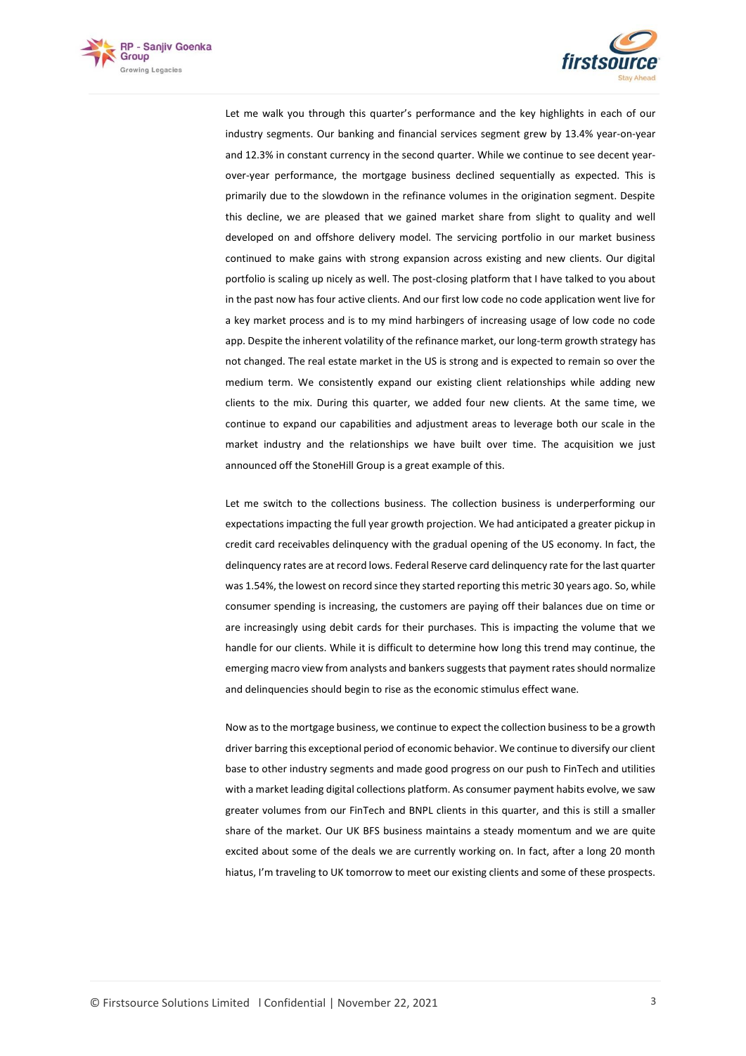Let me walk you through this quarter's performance and the key highlights in each of our industry segments. Our banking and financial services segment grew by 13.4% year-on-year and 12.3% in constant currency in the second quarter. While we continue to see decent year-over-year performance, the mortgage business declined sequentially as expected. This is primarily due to the slowdown in the refinance volumes in the origination segment. Despite this decline, we are pleased that we gained market share from slight to quality and well developed on and offshore delivery model. The servicing portfolio in our market business continued to make gains with strong expansion across existing and new clients. Our digital portfolio is scaling up nicely as well. The post-closing platform that I have talked to you about in the past now has four active clients. And our first low code no code application went live for a key market process and is to my mind harbingers of increasing usage of low code no code app. Despite the inherent volatility of the refinance market, our long-term growth strategy has not changed. The real estate market in the US is strong and is expected to remain so over the medium term. We consistently expand our existing client relationships while adding new clients to the mix. During this quarter, we added four new clients. At the same time, we continue to expand our capabilities and adjustment areas to leverage both our scale in the market industry and the relationships we have built over time. The acquisition we just announced off the StoneHill Group is a great example of this.

Let me switch to the collections business. The collection business is underperforming our expectations impacting the full year growth projection. We had anticipated a greater pickup in credit card receivables delinquency with the gradual opening of the US economy. In fact, the delinquency rates are at record lows. Federal Reserve card delinquency rate for the last quarter was 1.54%, the lowest on record since they started reporting this metric 30 years ago. So, while consumer spending is increasing, the customers are paying off their balances due on time or are increasingly using debit cards for their purchases. This is impacting the volume that we handle for our clients. While it is difficult to determine how long this trend may continue, the emerging macro view from analysts and bankers suggests that payment rates should normalize and delinquencies should begin to rise as the economic stimulus effect wane.

Now as to the mortgage business, we continue to expect the collection business to be a growth driver barring this exceptional period of economic behavior. We continue to diversify our client base to other industry segments and made good progress on our push to FinTech and utilities with a market leading digital collections platform. As consumer payment habits evolve, we saw greater volumes from our FinTech and BNPL clients in this quarter, and this is still a smaller share of the market. Our UK BFS business maintains a steady momentum and we are quite excited about some of the deals we are currently working on. In fact, after a long 20 month hiatus, I'm traveling to UK tomorrow to meet our existing clients and some of these prospects.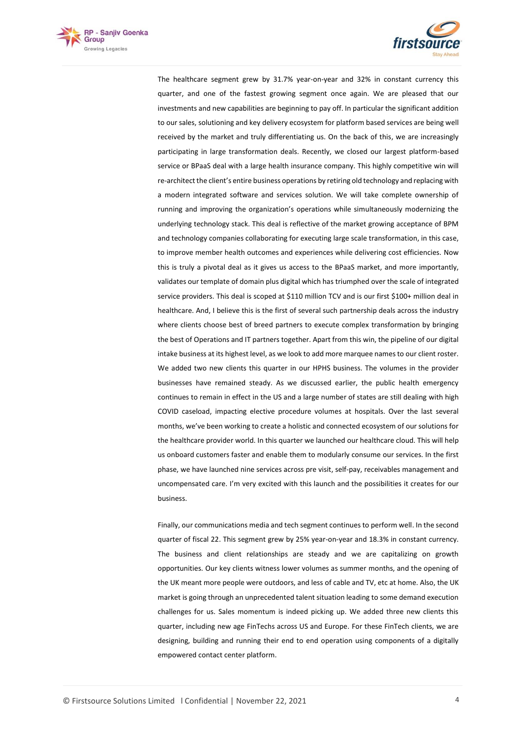The healthcare segment grew by 31.7% year-on-year and 32% in constant currency this quarter, and one of the fastest growing segment once again. We are pleased that our investments and new capabilities are beginning to pay off. In particular the significant addition to our sales, solutioning and key delivery ecosystem for platform based services are being well received by the market and truly differentiating us. On the back of this, we are increasingly participating in large transformation deals. Recently, we closed our largest platform-based service or BPaaS deal with a large health insurance company. This highly competitive win will re-architect the client's entire business operations by retiring old technology and replacing with a modern integrated software and services solution. We will take complete ownership of running and improving the organization's operations while simultaneously modernizing the underlying technology stack. This deal is reflective of the market growing acceptance of BPM and technology companies collaborating for executing large scale transformation, in this case, to improve member health outcomes and experiences while delivering cost efficiencies. Now this is truly a pivotal deal as it gives us access to the BPaaS market, and more importantly, validates our template of domain plus digital which has triumphed over the scale of integrated service providers. This deal is scoped at $110 million TCV and is our first $100+ million deal in healthcare. And, I believe this is the first of several such partnership deals across the industry where clients choose best of breed partners to execute complex transformation by bringing the best of Operations and IT partners together. Apart from this win, the pipeline of our digital intake business at its highest level, as we look to add more marquee names to our client roster. We added two new clients this quarter in our HPHS business. The volumes in the provider businesses have remained steady. As we discussed earlier, the public health emergency continues to remain in effect in the US and a large number of states are still dealing with high COVID caseload, impacting elective procedure volumes at hospitals. Over the last several months, we've been working to create a holistic and connected ecosystem of our solutions for the healthcare provider world. In this quarter we launched our healthcare cloud. This will help us onboard customers faster and enable them to modularly consume our services. In the first phase, we have launched nine services across pre visit, self-pay, receivables management and uncompensated care. I'm very excited with this launch and the possibilities it creates for our business.

Finally, our communications media and tech segment continues to perform well. In the second quarter of fiscal 22. This segment grew by 25% year-on-year and 18.3% in constant currency. The business and client relationships are steady and we are capitalizing on growth opportunities. Our key clients witness lower volumes as summer months, and the opening of the UK meant more people were outdoors, and less of cable and TV, etc at home. Also, the UK market is going through an unprecedented talent situation leading to some demand execution challenges for us. Sales momentum is indeed picking up. We added three new clients this quarter, including new age FinTechs across US and Europe. For these FinTech clients, we are designing, building and running their end to end operation using components of a digitally empowered contact center platform.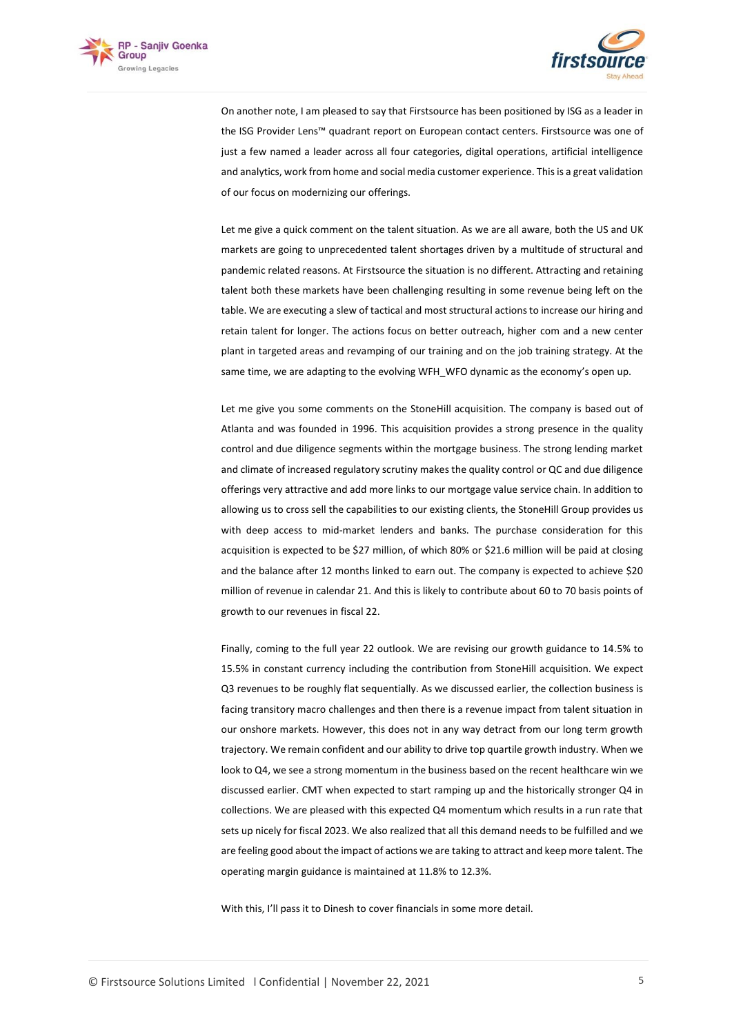On another note, I am pleased to say that Firstsource has been positioned by ISG as a leader in the ISG Provider Lens™ quadrant report on European contact centers. Firstsource was one of just a few named a leader across all four categories, digital operations, artificial intelligence and analytics, work from home and social media customer experience. This is a great validation of our focus on modernizing our offerings.

Let me give a quick comment on the talent situation. As we are all aware, both the US and UK markets are going to unprecedented talent shortages driven by a multitude of structural and pandemic related reasons. At Firstsource the situation is no different. Attracting and retaining talent both these markets have been challenging resulting in some revenue being left on the table. We are executing a slew of tactical and most structural actions to increase our hiring and retain talent for longer. The actions focus on better outreach, higher com and a new center plant in targeted areas and revamping of our training and on the job training strategy. At the same time, we are adapting to the evolving WFH_WFO dynamic as the economy's open up.

Let me give you some comments on the StoneHill acquisition. The company is based out of Atlanta and was founded in 1996. This acquisition provides a strong presence in the quality control and due diligence segments within the mortgage business. The strong lending market and climate of increased regulatory scrutiny makes the quality control or QC and due diligence offerings very attractive and add more links to our mortgage value service chain. In addition to allowing us to cross sell the capabilities to our existing clients, the StoneHill Group provides us with deep access to mid-market lenders and banks. The purchase consideration for this acquisition is expected to be $27 million, of which 80% or $21.6 million will be paid at closing and the balance after 12 months linked to earn out. The company is expected to achieve $20 million of revenue in calendar 21. And this is likely to contribute about 60 to 70 basis points of growth to our revenues in fiscal 22.

Finally, coming to the full year 22 outlook. We are revising our growth guidance to 14.5% to 15.5% in constant currency including the contribution from StoneHill acquisition. We expect Q3 revenues to be roughly flat sequentially. As we discussed earlier, the collection business is facing transitory macro challenges and then there is a revenue impact from talent situation in our onshore markets. However, this does not in any way detract from our long term growth trajectory. We remain confident and our ability to drive top quartile growth industry. When we look to Q4, we see a strong momentum in the business based on the recent healthcare win we discussed earlier. CMT when expected to start ramping up and the historically stronger Q4 in collections. We are pleased with this expected Q4 momentum which results in a run rate that sets up nicely for fiscal 2023. We also realized that all this demand needs to be fulfilled and we are feeling good about the impact of actions we are taking to attract and keep more talent. The operating margin guidance is maintained at 11.8% to 12.3%.

With this, I'll pass it to Dinesh to cover financials in some more detail.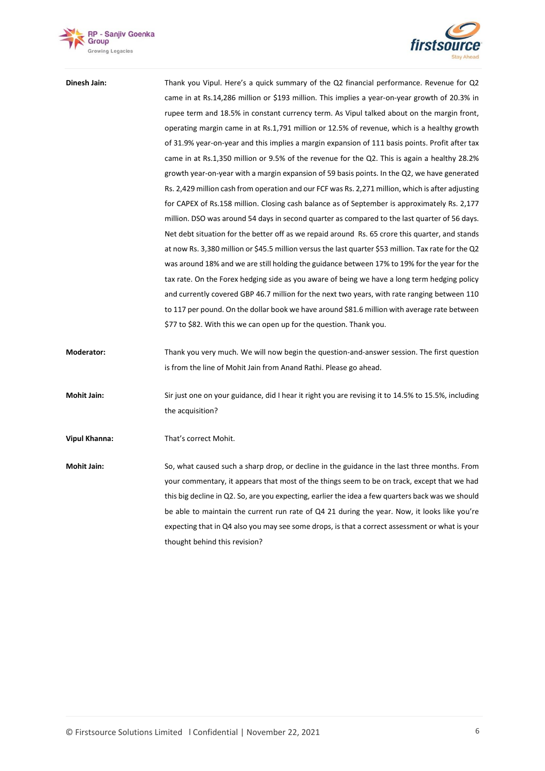**Dinesh Jain:** Thank you Vipul. Here's a quick summary of the Q2 financial performance. Revenue for Q2 came in at Rs.14,286 million or $193 million. This implies a year-on-year growth of 20.3% in rupee term and 18.5% in constant currency term. As Vipul talked about on the margin front, operating margin came in at Rs.1,791 million or 12.5% of revenue, which is a healthy growth of 31.9% year-on-year and this implies a margin expansion of 111 basis points. Profit after tax came in at Rs.1,350 million or 9.5% of the revenue for the Q2. This is again a healthy 28.2% growth year-on-year with a margin expansion of 59 basis points. In the Q2, we have generated Rs. 2,429 million cash from operation and our FCF was Rs. 2,271 million, which is after adjusting for CAPEX of Rs.158 million. Closing cash balance as of September is approximately Rs. 2,177 million. DSO was around 54 days in second quarter as compared to the last quarter of 56 days. Net debt situation for the better off as we repaid around Rs. 65 crore this quarter, and stands at now Rs. 3,380 million or $45.5 million versus the last quarter $53 million. Tax rate for the Q2 was around 18% and we are still holding the guidance between 17% to 19% for the year for the tax rate. On the Forex hedging side as you aware of being we have a long term hedging policy and currently covered GBP 46.7 million for the next two years, with rate ranging between 110 to 117 per pound. On the dollar book we have around $81.6 million with average rate between $77 to $82. With this we can open up for the question. Thank you.

**Moderator:** Thank you very much. We will now begin the question-and-answer session. The first question is from the line of Mohit Jain from Anand Rathi. Please go ahead.

**Mohit Jain:** Sir just one on your guidance, did I hear it right you are revising it to 14.5% to 15.5%, including the acquisition?

**Vipul Khanna:** That's correct Mohit.

**Mohit Jain:** So, what caused such a sharp drop, or decline in the guidance in the last three months. From your commentary, it appears that most of the things seem to be on track, except that we had this big decline in Q2. So, are you expecting, earlier the idea a few quarters back was we should be able to maintain the current run rate of Q4 21 during the year. Now, it looks like you're expecting that in Q4 also you may see some drops, is that a correct assessment or what is your thought behind this revision?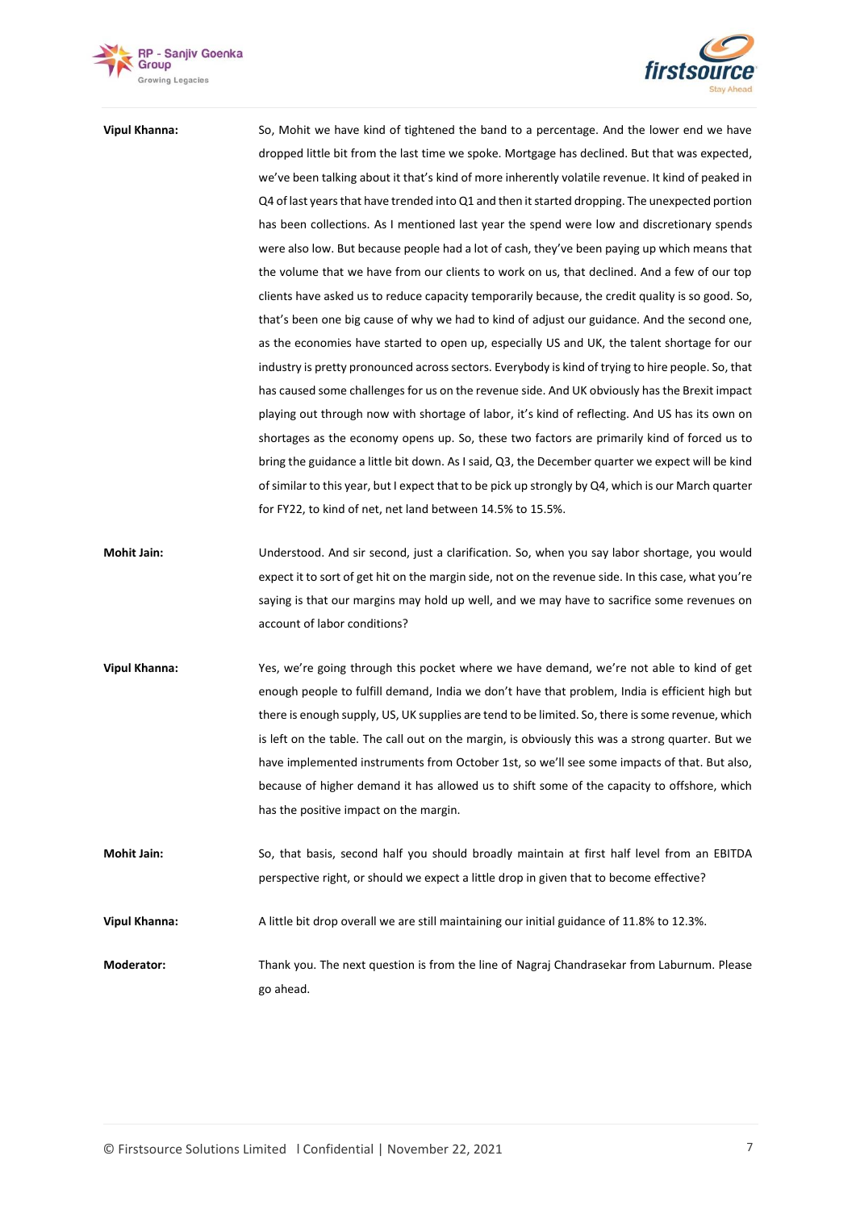**Vipul Khanna:** So, Mohit we have kind of tightened the band to a percentage. And the lower end we have dropped little bit from the last time we spoke. Mortgage has declined. But that was expected, we've been talking about it that's kind of more inherently volatile revenue. It kind of peaked in Q4 of last years that have trended into Q1 and then it started dropping. The unexpected portion has been collections. As I mentioned last year the spend were low and discretionary spends were also low. But because people had a lot of cash, they've been paying up which means that the volume that we have from our clients to work on us, that declined. And a few of our top clients have asked us to reduce capacity temporarily because, the credit quality is so good. So, that's been one big cause of why we had to kind of adjust our guidance. And the second one, as the economies have started to open up, especially US and UK, the talent shortage for our industry is pretty pronounced across sectors. Everybody is kind of trying to hire people. So, that has caused some challenges for us on the revenue side. And UK obviously has the Brexit impact playing out through now with shortage of labor, it's kind of reflecting. And US has its own on shortages as the economy opens up. So, these two factors are primarily kind of forced us to bring the guidance a little bit down. As I said, Q3, the December quarter we expect will be kind of similar to this year, but I expect that to be pick up strongly by Q4, which is our March quarter for FY22, to kind of net, net land between 14.5% to 15.5%.

**Mohit Jain:** Understood. And sir second, just a clarification. So, when you say labor shortage, you would expect it to sort of get hit on the margin side, not on the revenue side. In this case, what you're saying is that our margins may hold up well, and we may have to sacrifice some revenues on account of labor conditions?

**Vipul Khanna:** Yes, we're going through this pocket where we have demand, we're not able to kind of get enough people to fulfill demand, India we don't have that problem, India is efficient high but there is enough supply, US, UK supplies are tend to be limited. So, there is some revenue, which is left on the table. The call out on the margin, is obviously this was a strong quarter. But we have implemented instruments from October 1st, so we'll see some impacts of that. But also, because of higher demand it has allowed us to shift some of the capacity to offshore, which has the positive impact on the margin.

**Mohit Jain:** So, that basis, second half you should broadly maintain at first half level from an EBITDA perspective right, or should we expect a little drop in given that to become effective?

**Vipul Khanna:** A little bit drop overall we are still maintaining our initial guidance of 11.8% to 12.3%.

**Moderator:** Thank you. The next question is from the line of Nagraj Chandrasekar from Laburnum. Please go ahead.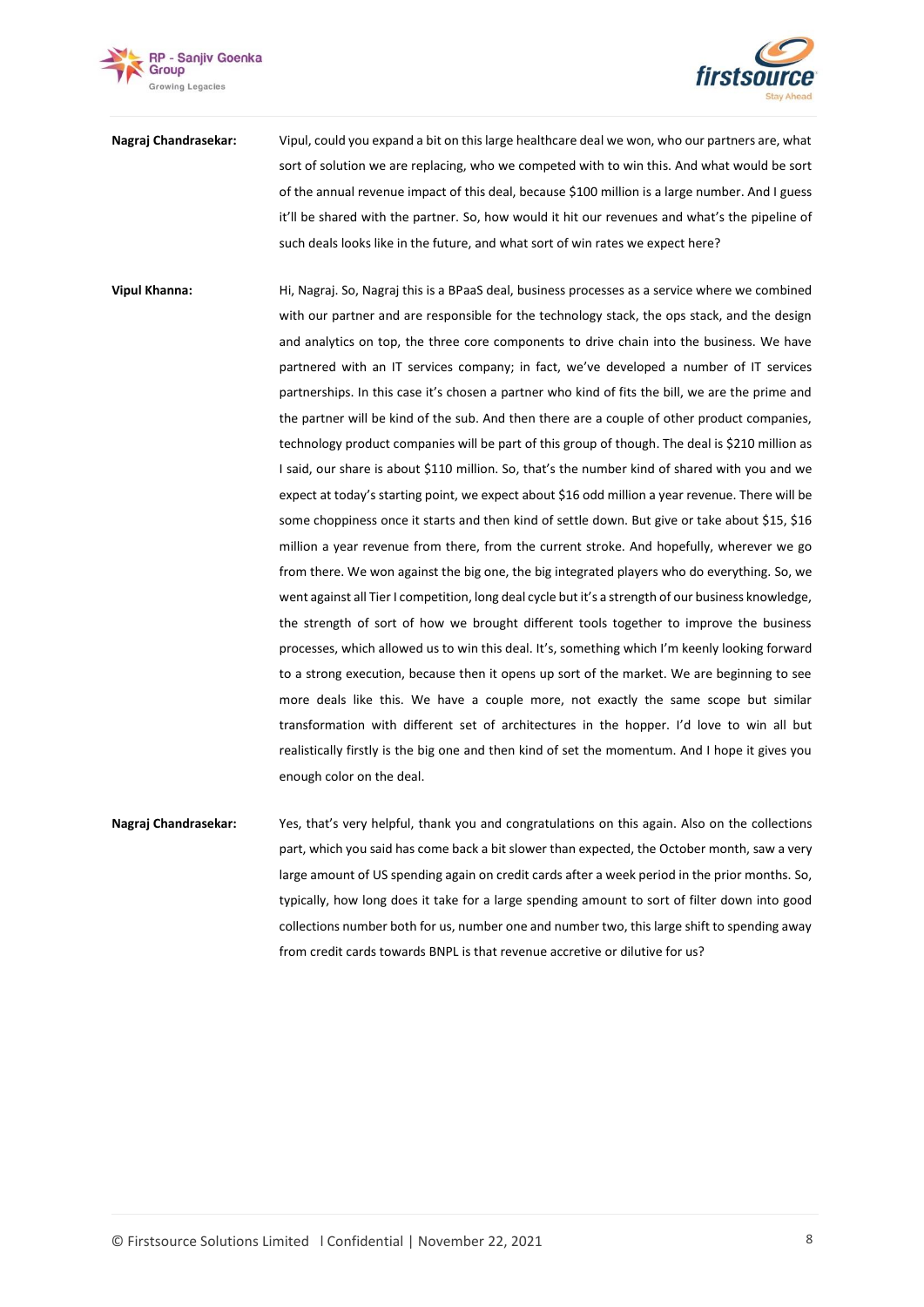**Nagraj Chandrasekar:** Vipul, could you expand a bit on this large healthcare deal we won, who our partners are, what sort of solution we are replacing, who we competed with to win this. And what would be sort of the annual revenue impact of this deal, because $100 million is a large number. And I guess it'll be shared with the partner. So, how would it hit our revenues and what's the pipeline of such deals looks like in the future, and what sort of win rates we expect here?

**Vipul Khanna:** Hi, Nagraj. So, Nagraj this is a BPaaS deal, business processes as a service where we combined with our partner and are responsible for the technology stack, the ops stack, and the design and analytics on top, the three core components to drive chain into the business. We have partnered with an IT services company; in fact, we've developed a number of IT services partnerships. In this case it's chosen a partner who kind of fits the bill, we are the prime and the partner will be kind of the sub. And then there are a couple of other product companies, technology product companies will be part of this group of though. The deal is $210 million as I said, our share is about $110 million. So, that's the number kind of shared with you and we expect at today's starting point, we expect about $16 odd million a year revenue. There will be some choppiness once it starts and then kind of settle down. But give or take about $15, $16 million a year revenue from there, from the current stroke. And hopefully, wherever we go from there. We won against the big one, the big integrated players who do everything. So, we went against all Tier I competition, long deal cycle but it's a strength of our business knowledge, the strength of sort of how we brought different tools together to improve the business processes, which allowed us to win this deal. It's, something which I'm keenly looking forward to a strong execution, because then it opens up sort of the market. We are beginning to see more deals like this. We have a couple more, not exactly the same scope but similar transformation with different set of architectures in the hopper. I'd love to win all but realistically firstly is the big one and then kind of set the momentum. And I hope it gives you enough color on the deal.

**Nagraj Chandrasekar:** Yes, that's very helpful, thank you and congratulations on this again. Also on the collections part, which you said has come back a bit slower than expected, the October month, saw a very large amount of US spending again on credit cards after a week period in the prior months. So, typically, how long does it take for a large spending amount to sort of filter down into good collections number both for us, number one and number two, this large shift to spending away from credit cards towards BNPL is that revenue accretive or dilutive for us?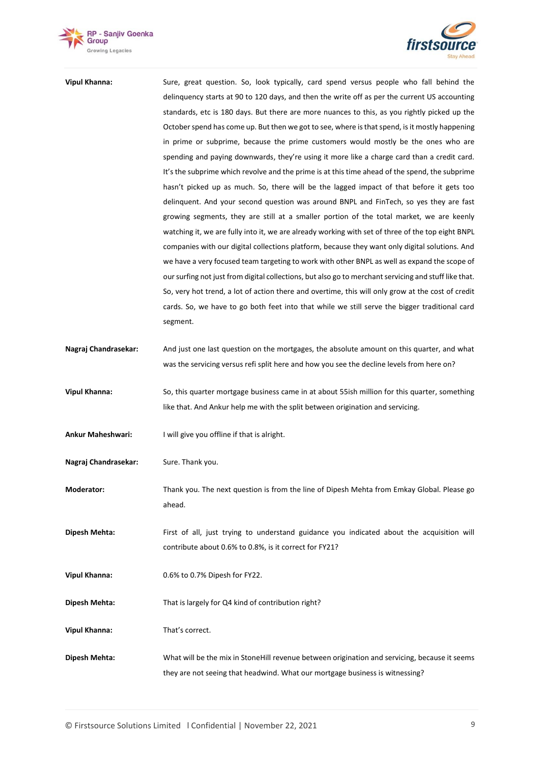**Vipul Khanna:** Sure, great question. So, look typically, card spend versus people who fall behind the delinquency starts at 90 to 120 days, and then the write off as per the current US accounting standards, etc is 180 days. But there are more nuances to this, as you rightly picked up the October spend has come up. But then we got to see, where is that spend, is it mostly happening in prime or subprime, because the prime customers would mostly be the ones who are spending and paying downwards, they're using it more like a charge card than a credit card. It's the subprime which revolve and the prime is at this time ahead of the spend, the subprime hasn't picked up as much. So, there will be the lagged impact of that before it gets too delinquent. And your second question was around BNPL and FinTech, so yes they are fast growing segments, they are still at a smaller portion of the total market, we are keenly watching it, we are fully into it, we are already working with set of three of the top eight BNPL companies with our digital collections platform, because they want only digital solutions. And we have a very focused team targeting to work with other BNPL as well as expand the scope of our surfing not just from digital collections, but also go to merchant servicing and stuff like that. So, very hot trend, a lot of action there and overtime, this will only grow at the cost of credit cards. So, we have to go both feet into that while we still serve the bigger traditional card segment.

**Nagraj Chandrasekar:** And just one last question on the mortgages, the absolute amount on this quarter, and what was the servicing versus refi split here and how you see the decline levels from here on?

**Vipul Khanna:** So, this quarter mortgage business came in at about 55ish million for this quarter, something like that. And Ankur help me with the split between origination and servicing.

**Ankur Maheshwari:** I will give you offline if that is alright.

**Nagraj Chandrasekar:** Sure. Thank you.

**Moderator:** Thank you. The next question is from the line of Dipesh Mehta from Emkay Global. Please go ahead.

**Dipesh Mehta:** First of all, just trying to understand guidance you indicated about the acquisition will contribute about 0.6% to 0.8%, is it correct for FY21?

**Vipul Khanna:** 0.6% to 0.7% Dipesh for FY22.

**Dipesh Mehta:** That is largely for Q4 kind of contribution right?

**Vipul Khanna:** That's correct.

**Dipesh Mehta:** What will be the mix in StoneHill revenue between origination and servicing, because it seems they are not seeing that headwind. What our mortgage business is witnessing?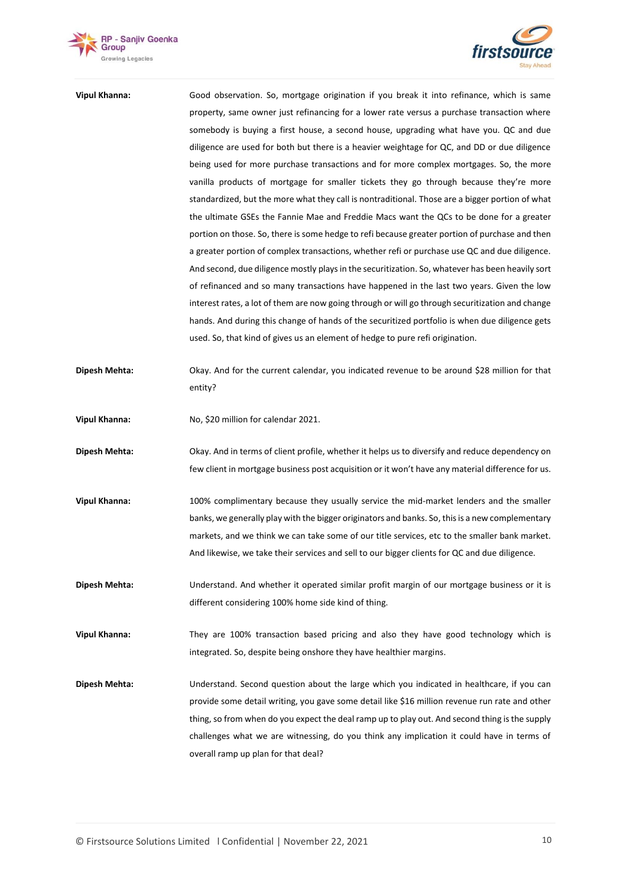**Vipul Khanna:** Good observation. So, mortgage origination if you break it into refinance, which is same property, same owner just refinancing for a lower rate versus a purchase transaction where somebody is buying a first house, a second house, upgrading what have you. QC and due diligence are used for both but there is a heavier weightage for QC, and DD or due diligence being used for more purchase transactions and for more complex mortgages. So, the more vanilla products of mortgage for smaller tickets they go through because they're more standardized, but the more what they call is nontraditional. Those are a bigger portion of what the ultimate GSEs the Fannie Mae and Freddie Macs want the QCs to be done for a greater portion on those. So, there is some hedge to refi because greater portion of purchase and then a greater portion of complex transactions, whether refi or purchase use QC and due diligence. And second, due diligence mostly plays in the securitization. So, whatever has been heavily sort of refinanced and so many transactions have happened in the last two years. Given the low interest rates, a lot of them are now going through or will go through securitization and change hands. And during this change of hands of the securitized portfolio is when due diligence gets used. So, that kind of gives us an element of hedge to pure refi origination.

**Dipesh Mehta:** Okay. And for the current calendar, you indicated revenue to be around $28 million for that entity?

**Vipul Khanna:** No, $20 million for calendar 2021.

**Dipesh Mehta:** Okay. And in terms of client profile, whether it helps us to diversify and reduce dependency on few client in mortgage business post acquisition or it won't have any material difference for us.

**Vipul Khanna:** 100% complimentary because they usually service the mid-market lenders and the smaller banks, we generally play with the bigger originators and banks. So, this is a new complementary markets, and we think we can take some of our title services, etc to the smaller bank market. And likewise, we take their services and sell to our bigger clients for QC and due diligence.

**Dipesh Mehta:** Understand. And whether it operated similar profit margin of our mortgage business or it is different considering 100% home side kind of thing.

**Vipul Khanna:** They are 100% transaction based pricing and also they have good technology which is integrated. So, despite being onshore they have healthier margins.

**Dipesh Mehta:** Understand. Second question about the large which you indicated in healthcare, if you can provide some detail writing, you gave some detail like $16 million revenue run rate and other thing, so from when do you expect the deal ramp up to play out. And second thing is the supply challenges what we are witnessing, do you think any implication it could have in terms of overall ramp up plan for that deal?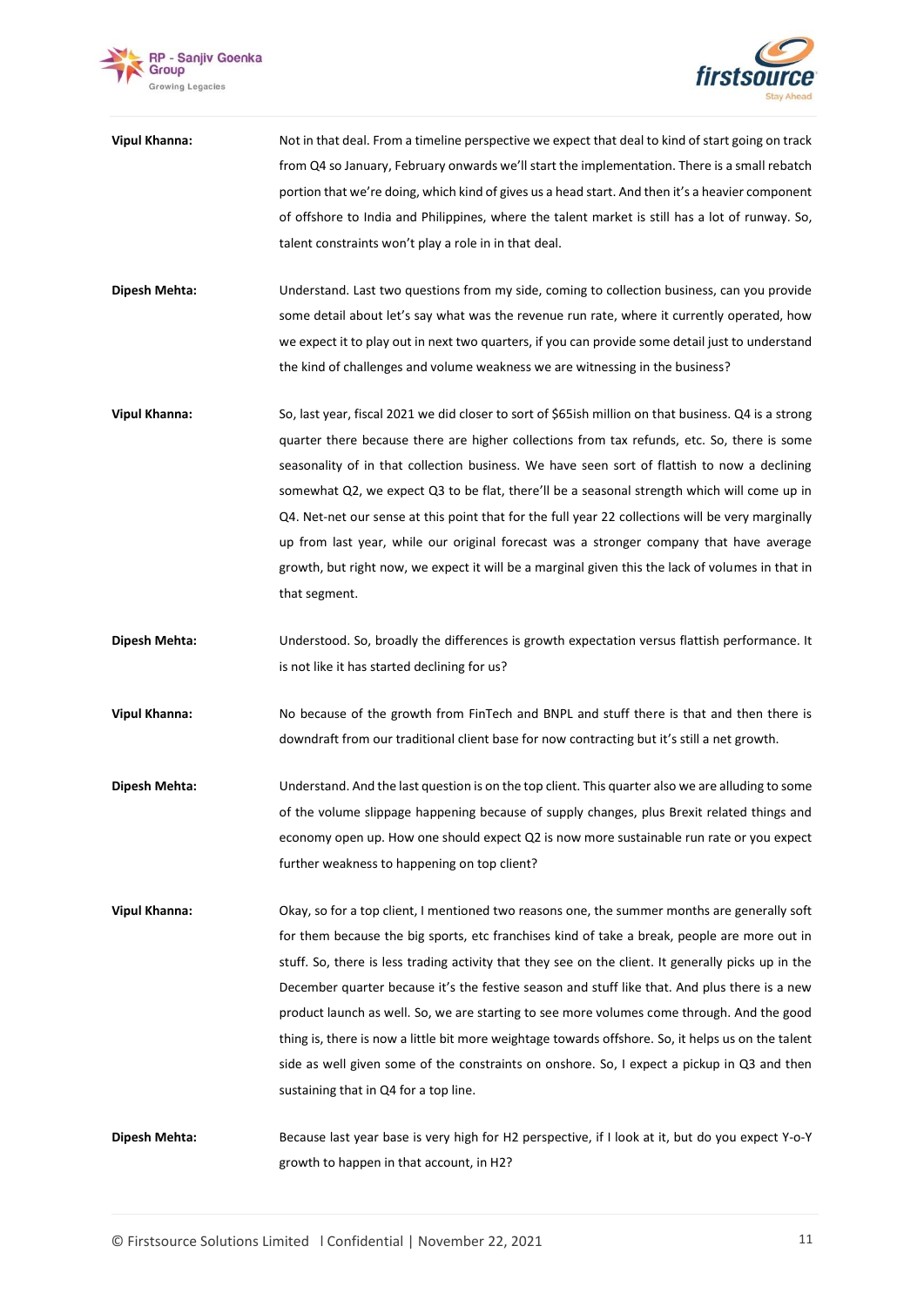**Vipul Khanna:** Not in that deal. From a timeline perspective we expect that deal to kind of start going on track from Q4 so January, February onwards we'll start the implementation. There is a small rebatch portion that we're doing, which kind of gives us a head start. And then it's a heavier component of offshore to India and Philippines, where the talent market is still has a lot of runway. So, talent constraints won't play a role in in that deal.

**Dipesh Mehta:** Understand. Last two questions from my side, coming to collection business, can you provide some detail about let's say what was the revenue run rate, where it currently operated, how we expect it to play out in next two quarters, if you can provide some detail just to understand the kind of challenges and volume weakness we are witnessing in the business?

**Vipul Khanna:** So, last year, fiscal 2021 we did closer to sort of $65ish million on that business. Q4 is a strong quarter there because there are higher collections from tax refunds, etc. So, there is some seasonality of in that collection business. We have seen sort of flattish to now a declining somewhat Q2, we expect Q3 to be flat, there'll be a seasonal strength which will come up in Q4. Net-net our sense at this point that for the full year 22 collections will be very marginally up from last year, while our original forecast was a stronger company that have average growth, but right now, we expect it will be a marginal given this the lack of volumes in that in that segment.

**Dipesh Mehta:** Understood. So, broadly the differences is growth expectation versus flattish performance. It is not like it has started declining for us?

**Vipul Khanna:** No because of the growth from FinTech and BNPL and stuff there is that and then there is downdraft from our traditional client base for now contracting but it's still a net growth.

**Dipesh Mehta:** Understand. And the last question is on the top client. This quarter also we are alluding to some of the volume slippage happening because of supply changes, plus Brexit related things and economy open up. How one should expect Q2 is now more sustainable run rate or you expect further weakness to happening on top client?

**Vipul Khanna:** Okay, so for a top client, I mentioned two reasons one, the summer months are generally soft for them because the big sports, etc franchises kind of take a break, people are more out in stuff. So, there is less trading activity that they see on the client. It generally picks up in the December quarter because it's the festive season and stuff like that. And plus there is a new product launch as well. So, we are starting to see more volumes come through. And the good thing is, there is now a little bit more weightage towards offshore. So, it helps us on the talent side as well given some of the constraints on onshore. So, I expect a pickup in Q3 and then sustaining that in Q4 for a top line.

**Dipesh Mehta:** Because last year base is very high for H2 perspective, if I look at it, but do you expect Y-o-Y growth to happen in that account, in H2?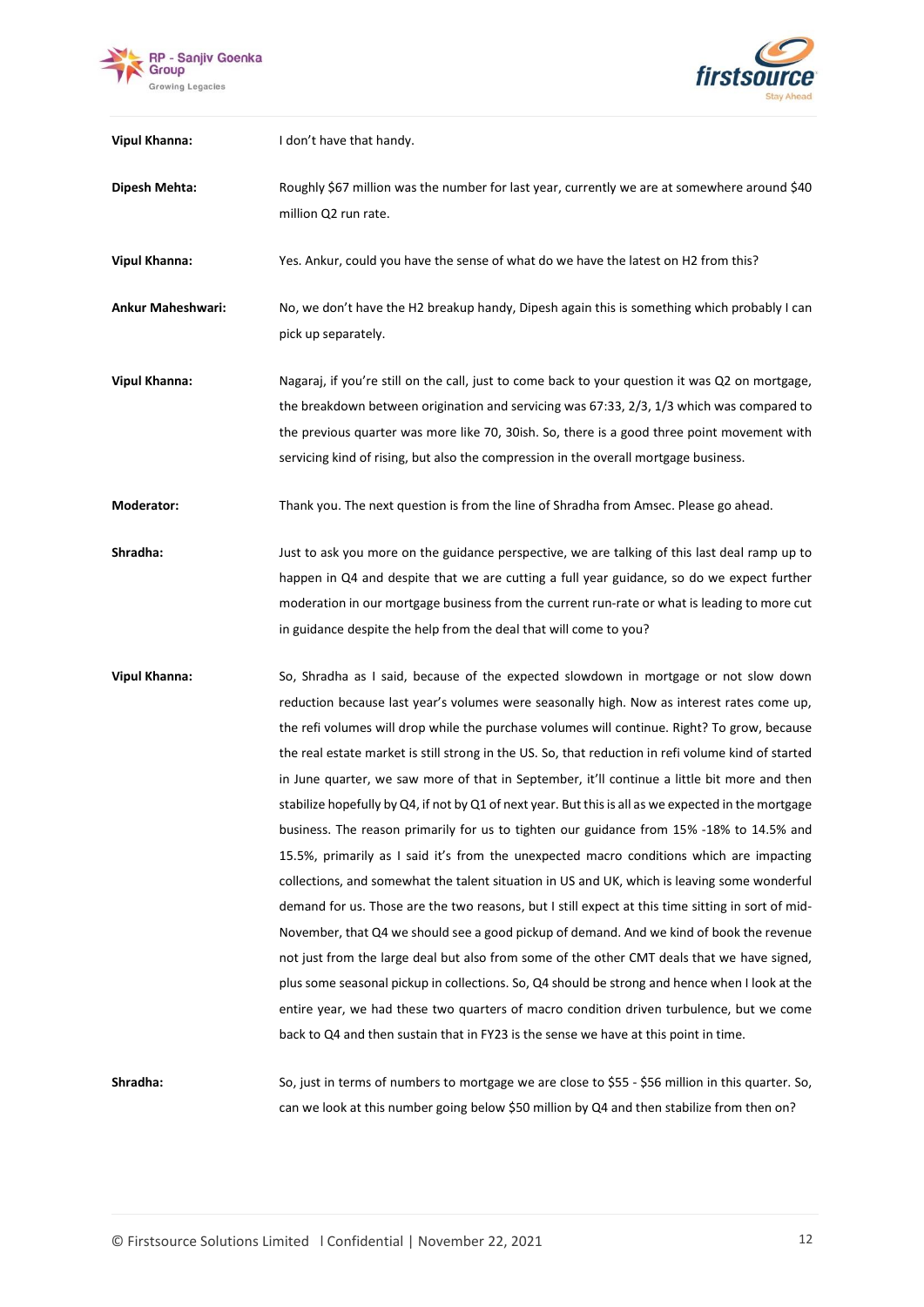**Vipul Khanna:** I don't have that handy.

**Dipesh Mehta:** Roughly $67 million was the number for last year, currently we are at somewhere around $40 million Q2 run rate.

**Vipul Khanna:** Yes. Ankur, could you have the sense of what do we have the latest on H2 from this?

**Ankur Maheshwari:** No, we don't have the H2 breakup handy, Dipesh again this is something which probably I can pick up separately.

**Vipul Khanna:** Nagaraj, if you're still on the call, just to come back to your question it was Q2 on mortgage, the breakdown between origination and servicing was 67:33, 2/3, 1/3 which was compared to the previous quarter was more like 70, 30ish. So, there is a good three point movement with servicing kind of rising, but also the compression in the overall mortgage business.

**Moderator:** Thank you. The next question is from the line of Shradha from Amsec. Please go ahead.

**Shradha:** Just to ask you more on the guidance perspective, we are talking of this last deal ramp up to happen in Q4 and despite that we are cutting a full year guidance, so do we expect further moderation in our mortgage business from the current run-rate or what is leading to more cut in guidance despite the help from the deal that will come to you?

**Vipul Khanna:** So, Shradha as I said, because of the expected slowdown in mortgage or not slow down reduction because last year's volumes were seasonally high. Now as interest rates come up, the refi volumes will drop while the purchase volumes will continue. Right? To grow, because the real estate market is still strong in the US. So, that reduction in refi volume kind of started in June quarter, we saw more of that in September, it'll continue a little bit more and then stabilize hopefully by Q4, if not by Q1 of next year. But this is all as we expected in the mortgage business. The reason primarily for us to tighten our guidance from 15% -18% to 14.5% and 15.5%, primarily as I said it's from the unexpected macro conditions which are impacting collections, and somewhat the talent situation in US and UK, which is leaving some wonderful demand for us. Those are the two reasons, but I still expect at this time sitting in sort of mid-November, that Q4 we should see a good pickup of demand. And we kind of book the revenue not just from the large deal but also from some of the other CMT deals that we have signed, plus some seasonal pickup in collections. So, Q4 should be strong and hence when I look at the entire year, we had these two quarters of macro condition driven turbulence, but we come back to Q4 and then sustain that in FY23 is the sense we have at this point in time.

**Shradha:** So, just in terms of numbers to mortgage we are close to $55 - $56 million in this quarter. So, can we look at this number going below $50 million by Q4 and then stabilize from then on?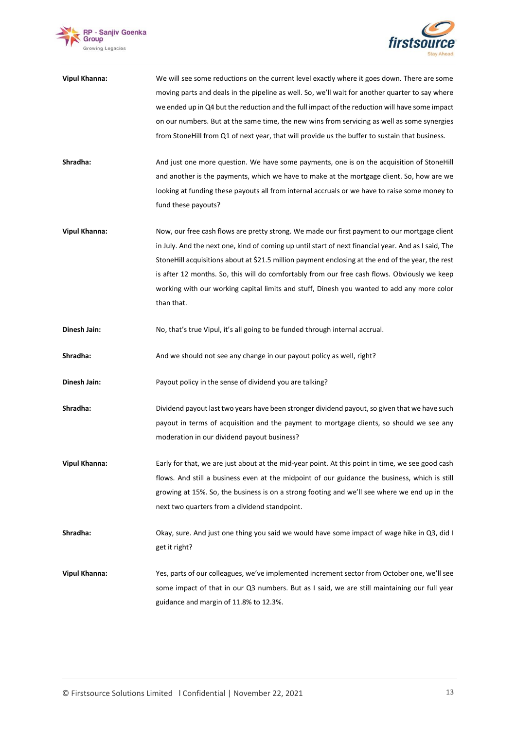**Vipul Khanna:** We will see some reductions on the current level exactly where it goes down. There are some moving parts and deals in the pipeline as well. So, we'll wait for another quarter to say where we ended up in Q4 but the reduction and the full impact of the reduction will have some impact on our numbers. But at the same time, the new wins from servicing as well as some synergies from StoneHill from Q1 of next year, that will provide us the buffer to sustain that business.

**Shradha:** And just one more question. We have some payments, one is on the acquisition of StoneHill and another is the payments, which we have to make at the mortgage client. So, how are we looking at funding these payouts all from internal accruals or we have to raise some money to fund these payouts?

**Vipul Khanna:** Now, our free cash flows are pretty strong. We made our first payment to our mortgage client in July. And the next one, kind of coming up until start of next financial year. And as I said, The StoneHill acquisitions about at $21.5 million payment enclosing at the end of the year, the rest is after 12 months. So, this will do comfortably from our free cash flows. Obviously we keep working with our working capital limits and stuff, Dinesh you wanted to add any more color than that.

**Dinesh Jain:** No, that's true Vipul, it's all going to be funded through internal accrual.

**Shradha:** And we should not see any change in our payout policy as well, right?

**Dinesh Jain:** Payout policy in the sense of dividend you are talking?

**Shradha:** Dividend payout last two years have been stronger dividend payout, so given that we have such payout in terms of acquisition and the payment to mortgage clients, so should we see any moderation in our dividend payout business?

**Vipul Khanna:** Early for that, we are just about at the mid-year point. At this point in time, we see good cash flows. And still a business even at the midpoint of our guidance the business, which is still growing at 15%. So, the business is on a strong footing and we'll see where we end up in the next two quarters from a dividend standpoint.

**Shradha:** Okay, sure. And just one thing you said we would have some impact of wage hike in Q3, did I get it right?

**Vipul Khanna:** Yes, parts of our colleagues, we've implemented increment sector from October one, we'll see some impact of that in our Q3 numbers. But as I said, we are still maintaining our full year guidance and margin of 11.8% to 12.3%.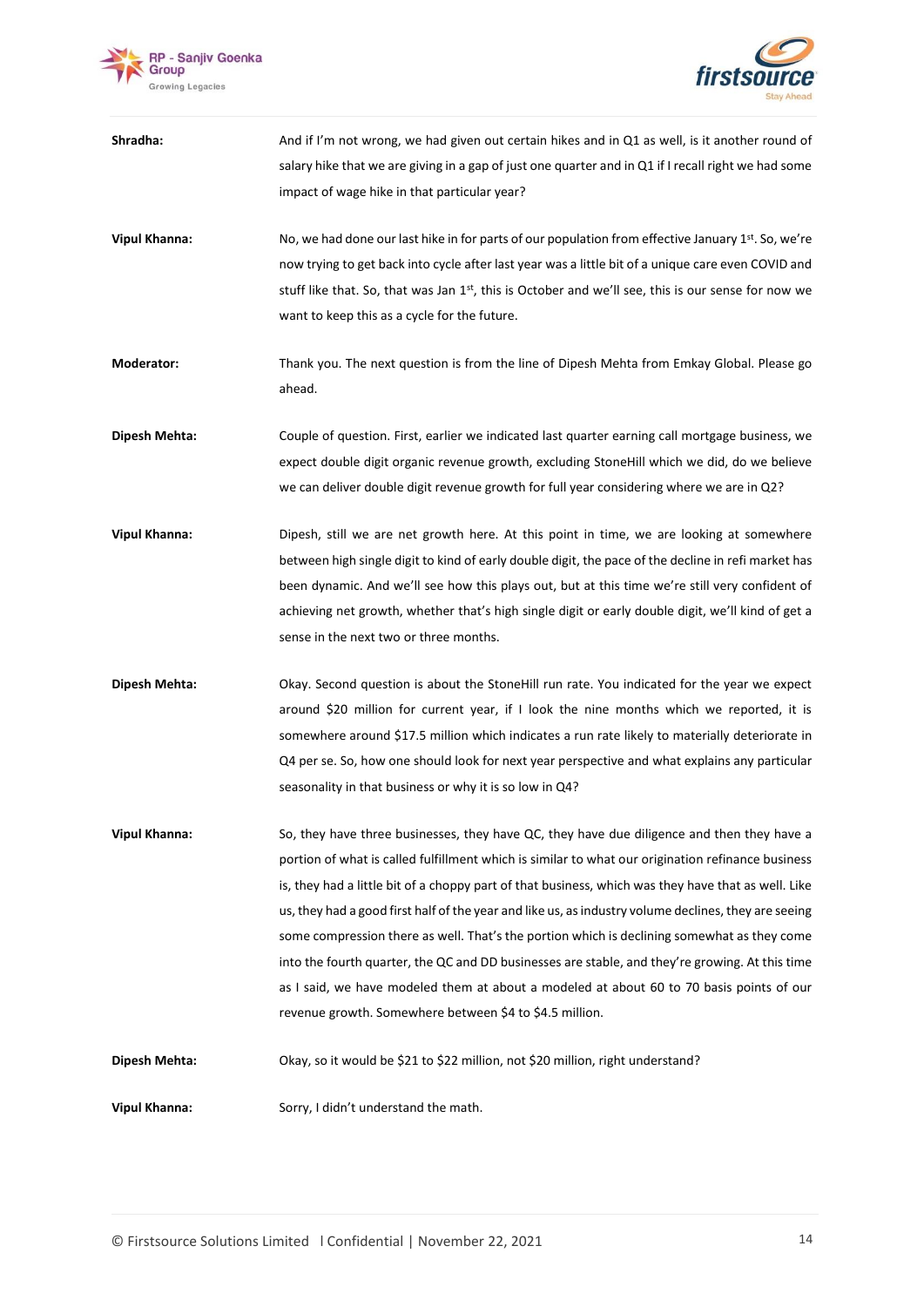**Shradha:** And if I'm not wrong, we had given out certain hikes and in Q1 as well, is it another round of salary hike that we are giving in a gap of just one quarter and in Q1 if I recall right we had some impact of wage hike in that particular year?

**Vipul Khanna:** No, we had done our last hike in for parts of our population from effective January 1st. So, we're now trying to get back into cycle after last year was a little bit of a unique care even COVID and stuff like that. So, that was Jan 1st, this is October and we'll see, this is our sense for now we want to keep this as a cycle for the future.

**Moderator:** Thank you. The next question is from the line of Dipesh Mehta from Emkay Global. Please go ahead.

**Dipesh Mehta:** Couple of question. First, earlier we indicated last quarter earning call mortgage business, we expect double digit organic revenue growth, excluding StoneHill which we did, do we believe we can deliver double digit revenue growth for full year considering where we are in Q2?

**Vipul Khanna:** Dipesh, still we are net growth here. At this point in time, we are looking at somewhere between high single digit to kind of early double digit, the pace of the decline in refi market has been dynamic. And we'll see how this plays out, but at this time we're still very confident of achieving net growth, whether that's high single digit or early double digit, we'll kind of get a sense in the next two or three months.

**Dipesh Mehta:** Okay. Second question is about the StoneHill run rate. You indicated for the year we expect around $20 million for current year, if I look the nine months which we reported, it is somewhere around $17.5 million which indicates a run rate likely to materially deteriorate in Q4 per se. So, how one should look for next year perspective and what explains any particular seasonality in that business or why it is so low in Q4?

**Vipul Khanna:** So, they have three businesses, they have QC, they have due diligence and then they have a portion of what is called fulfillment which is similar to what our origination refinance business is, they had a little bit of a choppy part of that business, which was they have that as well. Like us, they had a good first half of the year and like us, as industry volume declines, they are seeing some compression there as well. That's the portion which is declining somewhat as they come into the fourth quarter, the QC and DD businesses are stable, and they're growing. At this time as I said, we have modeled them at about a modeled at about 60 to 70 basis points of our revenue growth. Somewhere between $4 to $4.5 million.

**Dipesh Mehta:** Okay, so it would be $21 to $22 million, not $20 million, right understand?

**Vipul Khanna:** Sorry, I didn't understand the math.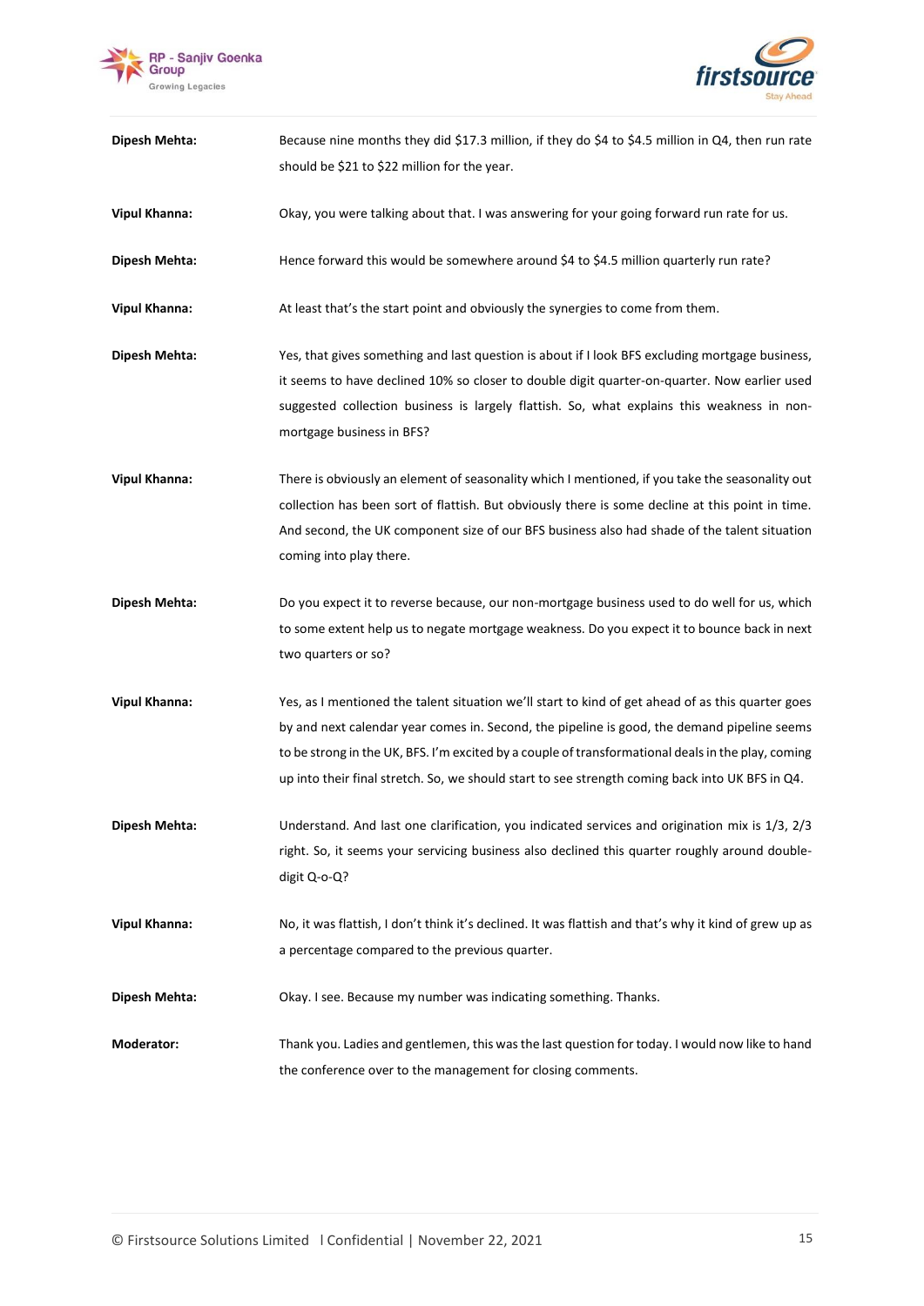**Dipesh Mehta:** Because nine months they did $17.3 million, if they do $4 to $4.5 million in Q4, then run rate should be $21 to $22 million for the year.

**Vipul Khanna:** Okay, you were talking about that. I was answering for your going forward run rate for us.

**Dipesh Mehta:** Hence forward this would be somewhere around $4 to $4.5 million quarterly run rate?

**Vipul Khanna:** At least that's the start point and obviously the synergies to come from them.

**Dipesh Mehta:** Yes, that gives something and last question is about if I look BFS excluding mortgage business, it seems to have declined 10% so closer to double digit quarter-on-quarter. Now earlier used suggested collection business is largely flattish. So, what explains this weakness in non-mortgage business in BFS?

**Vipul Khanna:** There is obviously an element of seasonality which I mentioned, if you take the seasonality out collection has been sort of flattish. But obviously there is some decline at this point in time. And second, the UK component size of our BFS business also had shade of the talent situation coming into play there.

**Dipesh Mehta:** Do you expect it to reverse because, our non-mortgage business used to do well for us, which to some extent help us to negate mortgage weakness. Do you expect it to bounce back in next two quarters or so?

**Vipul Khanna:** Yes, as I mentioned the talent situation we'll start to kind of get ahead of as this quarter goes by and next calendar year comes in. Second, the pipeline is good, the demand pipeline seems to be strong in the UK, BFS. I'm excited by a couple of transformational deals in the play, coming up into their final stretch. So, we should start to see strength coming back into UK BFS in Q4.

**Dipesh Mehta:** Understand. And last one clarification, you indicated services and origination mix is 1/3, 2/3 right. So, it seems your servicing business also declined this quarter roughly around double-digit Q-o-Q?

**Vipul Khanna:** No, it was flattish, I don't think it's declined. It was flattish and that's why it kind of grew up as a percentage compared to the previous quarter.

**Dipesh Mehta:** Okay. I see. Because my number was indicating something. Thanks.

**Moderator:** Thank you. Ladies and gentlemen, this was the last question for today. I would now like to hand the conference over to the management for closing comments.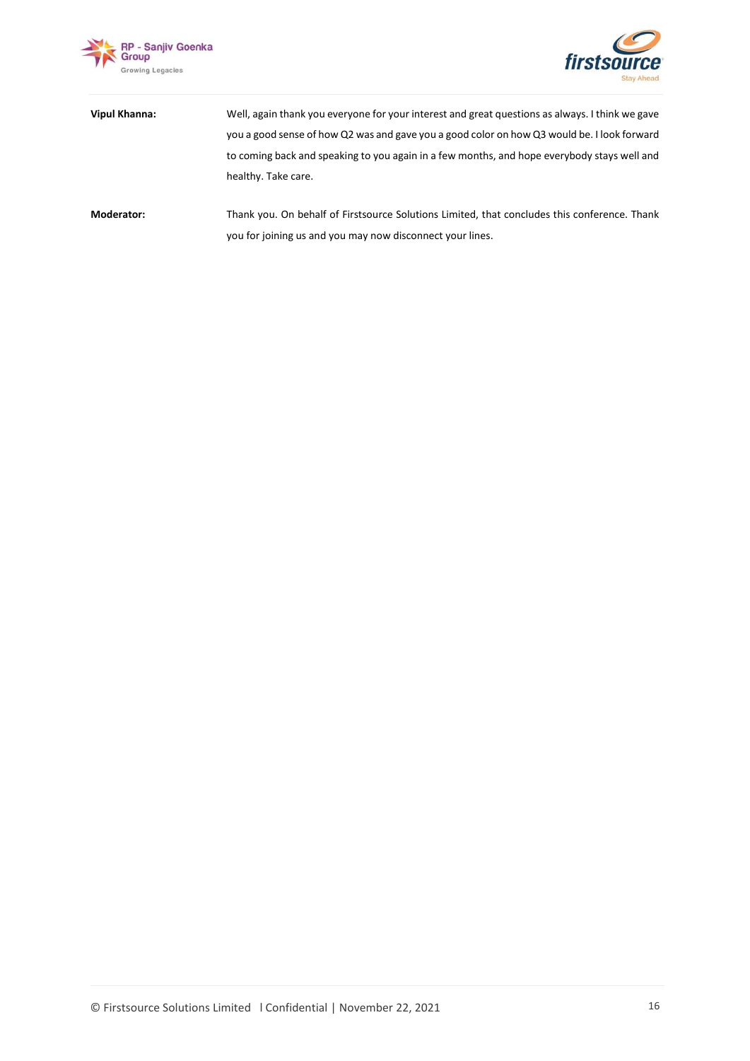**Vipul Khanna:** Well, again thank you everyone for your interest and great questions as always. I think we gave you a good sense of how Q2 was and gave you a good color on how Q3 would be. I look forward to coming back and speaking to you again in a few months, and hope everybody stays well and healthy. Take care.

**Moderator:** Thank you. On behalf of Firstsource Solutions Limited, that concludes this conference. Thank you for joining us and you may now disconnect your lines.